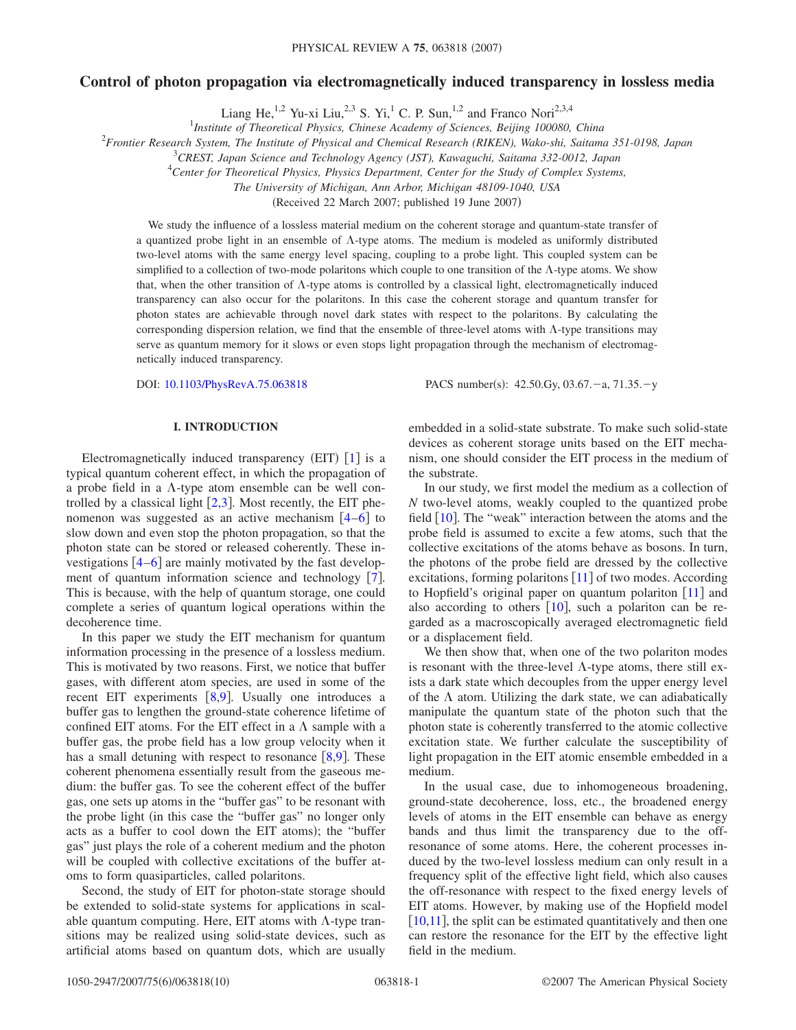# Control of photon propagation via electromagnetically induced transparency in lossless media

Liang He,[1,2] Yu-xi Liu,[2,3] S. Yi,[1] C. P. Sun,[1,2] and Franco Nori[2,3,4]

[1]*Institute of Theoretical Physics, Chinese Academy of Sciences, Beijing 100080, China*

[2]*Frontier Research System, The Institute of Physical and Chemical Research (RIKEN), Wako-shi, Saitama 351-0198, Japan*

[3]*CREST, Japan Science and Technology Agency (JST), Kawaguchi, Saitama 332-0012, Japan*

[4]*Center for Theoretical Physics, Physics Department, Center for the Study of Complex Systems, The University of Michigan, Ann Arbor, Michigan 48109-1040, USA*

(Received 22 March 2007; published 19 June 2007)

We study the influence of a lossless material medium on the coherent storage and quantum-state transfer of a quantized probe light in an ensemble of $\Lambda$-type atoms. The medium is modeled as uniformly distributed two-level atoms with the same energy level spacing, coupling to a probe light. This coupled system can be simplified to a collection of two-mode polaritons which couple to one transition of the $\Lambda$-type atoms. We show that, when the other transition of $\Lambda$-type atoms is controlled by a classical light, electromagnetically induced transparency can also occur for the polaritons. In this case the coherent storage and quantum transfer for photon states are achievable through novel dark states with respect to the polaritons. By calculating the corresponding dispersion relation, we find that the ensemble of three-level atoms with $\Lambda$-type transitions may serve as quantum memory for it slows or even stops light propagation through the mechanism of electromagnetically induced transparency.

DOI: 10.1103/PhysRevA.75.063818 PACS number(s): 42.50.Gy, 03.67.−a, 71.35.−y

## I. INTRODUCTION

Electromagnetically induced transparency (EIT) [1] is a typical quantum coherent effect, in which the propagation of a probe field in a $\Lambda$-type atom ensemble can be well controlled by a classical light [2,3]. Most recently, the EIT phenomenon was suggested as an active mechanism [4–6] to slow down and even stop the photon propagation, so that the photon state can be stored or released coherently. These investigations [4–6] are mainly motivated by the fast development of quantum information science and technology [7]. This is because, with the help of quantum storage, one could complete a series of quantum logical operations within the decoherence time.

In this paper we study the EIT mechanism for quantum information processing in the presence of a lossless medium. This is motivated by two reasons. First, we notice that buffer gases, with different atom species, are used in some of the recent EIT experiments [8,9]. Usually one introduces a buffer gas to lengthen the ground-state coherence lifetime of confined EIT atoms. For the EIT effect in a $\Lambda$ sample with a buffer gas, the probe field has a low group velocity when it has a small detuning with respect to resonance [8,9]. These coherent phenomena essentially result from the gaseous medium: the buffer gas. To see the coherent effect of the buffer gas, one sets up atoms in the "buffer gas" to be resonant with the probe light (in this case the "buffer gas" no longer only acts as a buffer to cool down the EIT atoms); the "buffer gas" just plays the role of a coherent medium and the photon will be coupled with collective excitations of the buffer atoms to form quasiparticles, called polaritons.

Second, the study of EIT for photon-state storage should be extended to solid-state systems for applications in scalable quantum computing. Here, EIT atoms with $\Lambda$-type transitions may be realized using solid-state devices, such as artificial atoms based on quantum dots, which are usually embedded in a solid-state substrate. To make such solid-state devices as coherent storage units based on the EIT mechanism, one should consider the EIT process in the medium of the substrate.

In our study, we first model the medium as a collection of $N$ two-level atoms, weakly coupled to the quantized probe field [10]. The "weak" interaction between the atoms and the probe field is assumed to excite a few atoms, such that the collective excitations of the atoms behave as bosons. In turn, the photons of the probe field are dressed by the collective excitations, forming polaritons [11] of two modes. According to Hopfield's original paper on quantum polariton [11] and also according to others [10], such a polariton can be regarded as a macroscopically averaged electromagnetic field or a displacement field.

We then show that, when one of the two polariton modes is resonant with the three-level $\Lambda$-type atoms, there still exists a dark state which decouples from the upper energy level of the $\Lambda$ atom. Utilizing the dark state, we can adiabatically manipulate the quantum state of the photon such that the photon state is coherently transferred to the atomic collective excitation state. We further calculate the susceptibility of light propagation in the EIT atomic ensemble embedded in a medium.

In the usual case, due to inhomogeneous broadening, ground-state decoherence, loss, etc., the broadened energy levels of atoms in the EIT ensemble can behave as energy bands and thus limit the transparency due to the off-resonance of some atoms. Here, the coherent processes induced by the two-level lossless medium can only result in a frequency split of the effective light field, which also causes the off-resonance with respect to the fixed energy levels of EIT atoms. However, by making use of the Hopfield model [10,11], the split can be estimated quantitatively and then one can restore the resonance for the EIT by the effective light field in the medium.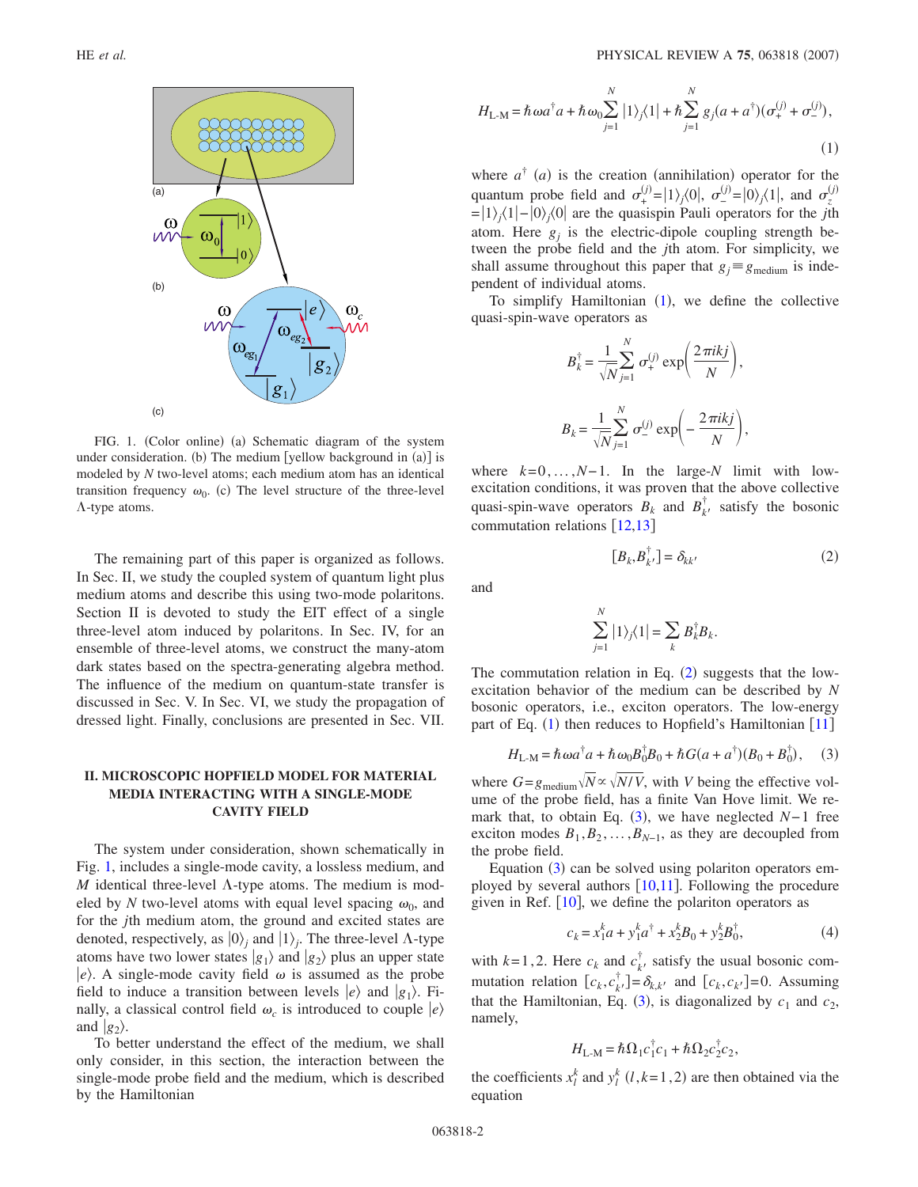FIG. 1. (Color online) (a) Schematic diagram of the system under consideration. (b) The medium [yellow background in (a)] is modeled by $N$ two-level atoms; each medium atom has an identical transition frequency $\omega_0$. (c) The level structure of the three-level $\Lambda$-type atoms.

The remaining part of this paper is organized as follows. In Sec. II, we study the coupled system of quantum light plus medium atoms and describe this using two-mode polaritons. Section II is devoted to study the EIT effect of a single three-level atom induced by polaritons. In Sec. IV, for an ensemble of three-level atoms, we construct the many-atom dark states based on the spectra-generating algebra method. The influence of the medium on quantum-state transfer is discussed in Sec. V. In Sec. VI, we study the propagation of dressed light. Finally, conclusions are presented in Sec. VII.

## II. MICROSCOPIC HOPFIELD MODEL FOR MATERIAL MEDIA INTERACTING WITH A SINGLE-MODE CAVITY FIELD

The system under consideration, shown schematically in Fig. 1, includes a single-mode cavity, a lossless medium, and $M$ identical three-level $\Lambda$-type atoms. The medium is modeled by $N$ two-level atoms with equal level spacing $\omega_0$, and for the $j$th medium atom, the ground and excited states are denoted, respectively, as $|0\rangle_j$ and $|1\rangle_j$. The three-level $\Lambda$-type atoms have two lower states $|g_1\rangle$ and $|g_2\rangle$ plus an upper state $|e\rangle$. A single-mode cavity field $\omega$ is assumed as the probe field to induce a transition between levels $|e\rangle$ and $|g_1\rangle$. Finally, a classical control field $\omega_c$ is introduced to couple $|e\rangle$ and $|g_2\rangle$.

To better understand the effect of the medium, we shall only consider, in this section, the interaction between the single-mode probe field and the medium, which is described by the Hamiltonian

$$H_{\text{L-M}} = \hbar\omega a^\dagger a + \hbar\omega_0\sum_{j=1}^{N}|1\rangle_j\langle 1| + \hbar\sum_{j=1}^{N} g_j(a+a^\dagger)(\sigma_+^{(j)}+\sigma_-^{(j)}), \tag{1}$$

where $a^\dagger$ $(a)$ is the creation (annihilation) operator for the quantum probe field and $\sigma_+^{(j)}=|1\rangle_j\langle 0|$, $\sigma_-^{(j)}=|0\rangle_j\langle 1|$, and $\sigma_z^{(j)}=|1\rangle_j\langle 1|-|0\rangle_j\langle 0|$ are the quasispin Pauli operators for the $j$th atom. Here $g_j$ is the electric-dipole coupling strength between the probe field and the $j$th atom. For simplicity, we shall assume throughout this paper that $g_j\equiv g_{\text{medium}}$ is independent of individual atoms.

To simplify Hamiltonian (1), we define the collective quasi-spin-wave operators as

$$B_k^\dagger = \frac{1}{\sqrt{N}}\sum_{j=1}^{N}\sigma_+^{(j)}\exp\left(\frac{2\pi ikj}{N}\right),$$

$$B_k = \frac{1}{\sqrt{N}}\sum_{j=1}^{N}\sigma_-^{(j)}\exp\left(-\frac{2\pi ikj}{N}\right),$$

where $k=0,\ldots,N-1$. In the large-$N$ limit with low-excitation conditions, it was proven that the above collective quasi-spin-wave operators $B_k$ and $B_{k'}^\dagger$ satisfy the bosonic commutation relations [12,13]

$$[B_k, B_{k'}^\dagger] = \delta_{kk'} \tag{2}$$

and

$$\sum_{j=1}^{N}|1\rangle_j\langle 1| = \sum_k B_k^\dagger B_k.$$

The commutation relation in Eq. (2) suggests that the low-excitation behavior of the medium can be described by $N$ bosonic operators, i.e., exciton operators. The low-energy part of Eq. (1) then reduces to Hopfield's Hamiltonian [11]

$$H_{\text{L-M}} = \hbar\omega a^\dagger a + \hbar\omega_0 B_0^\dagger B_0 + \hbar G(a+a^\dagger)(B_0+B_0^\dagger), \tag{3}$$

where $G=g_{\text{medium}}\sqrt{N}\propto\sqrt{N/V}$, with $V$ being the effective volume of the probe field, has a finite Van Hove limit. We remark that, to obtain Eq. (3), we have neglected $N-1$ free exciton modes $B_1, B_2, \ldots, B_{N-1}$, as they are decoupled from the probe field.

Equation (3) can be solved using polariton operators employed by several authors [10,11]. Following the procedure given in Ref. [10], we define the polariton operators as

$$c_k = x_1^k a + y_1^k a^\dagger + x_2^k B_0 + y_2^k B_0^\dagger, \tag{4}$$

with $k=1,2$. Here $c_k$ and $c_{k'}^\dagger$ satisfy the usual bosonic commutation relation $[c_k, c_{k'}^\dagger]=\delta_{k,k'}$ and $[c_k, c_{k'}]=0$. Assuming that the Hamiltonian, Eq. (3), is diagonalized by $c_1$ and $c_2$, namely,

$$H_{\text{L-M}} = \hbar\Omega_1 c_1^\dagger c_1 + \hbar\Omega_2 c_2^\dagger c_2,$$

the coefficients $x_l^k$ and $y_l^k$ $(l,k=1,2)$ are then obtained via the equation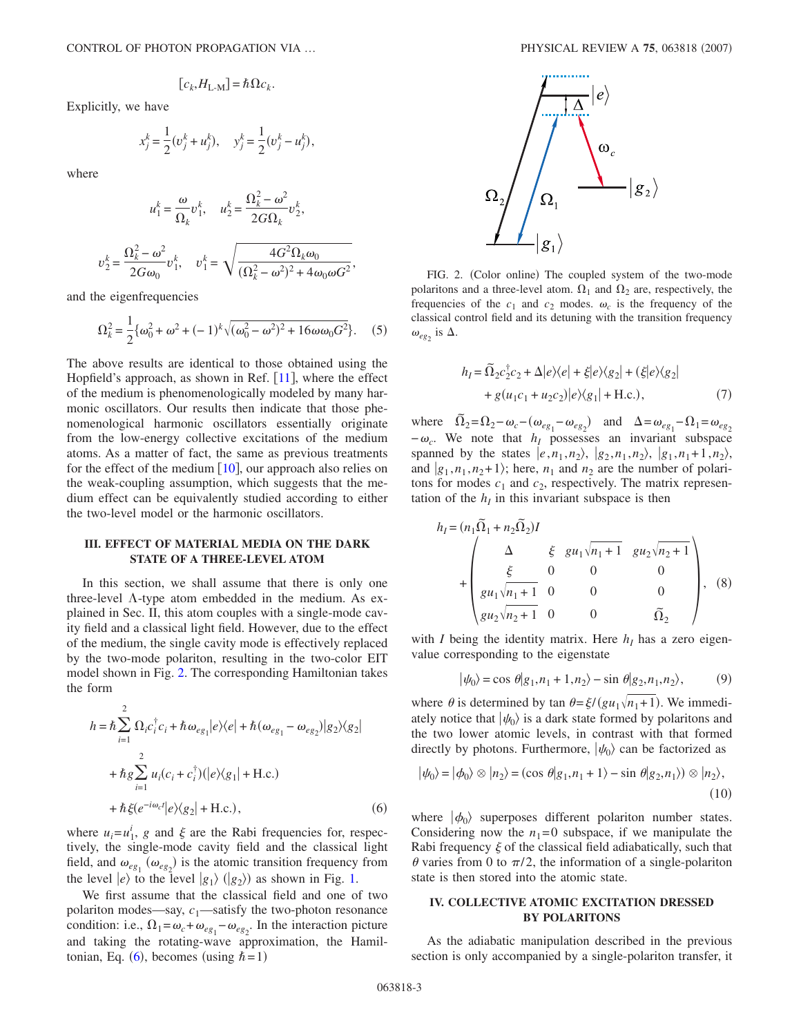$$[c_k, H_{\text{L-M}}] = \hbar \Omega c_k.$$

Explicitly, we have

$$x_j^k = \frac{1}{2}(v_j^k + u_j^k), \quad y_j^k = \frac{1}{2}(v_j^k - u_j^k),$$

where

$$u_1^k = \frac{\omega}{\Omega_k} v_1^k, \quad u_2^k = \frac{\Omega_k^2 - \omega^2}{2G\Omega_k} v_2^k,$$

$$v_2^k = \frac{\Omega_k^2 - \omega^2}{2G\omega_0} v_1^k, \quad v_1^k = \sqrt{\frac{4G^2 \Omega_k \omega_0}{(\Omega_k^2 - \omega^2)^2 + 4\omega_0 \omega G^2}},$$

and the eigenfrequencies

$$\Omega_k^2 = \frac{1}{2}\{\omega_0^2 + \omega^2 + (-1)^k \sqrt{(\omega_0^2 - \omega^2)^2 + 16\omega\omega_0 G^2}\}. \quad (5)$$

The above results are identical to those obtained using the Hopfield's approach, as shown in Ref. [11], where the effect of the medium is phenomenologically modeled by many harmonic oscillators. Our results then indicate that those phenomenological harmonic oscillators essentially originate from the low-energy collective excitations of the medium atoms. As a matter of fact, the same as previous treatments for the effect of the medium [10], our approach also relies on the weak-coupling assumption, which suggests that the medium effect can be equivalently studied according to either the two-level model or the harmonic oscillators.

## III. EFFECT OF MATERIAL MEDIA ON THE DARK STATE OF A THREE-LEVEL ATOM

In this section, we shall assume that there is only one three-level Λ-type atom embedded in the medium. As explained in Sec. II, this atom couples with a single-mode cavity field and a classical light field. However, due to the effect of the medium, the single cavity mode is effectively replaced by the two-mode polariton, resulting in the two-color EIT model shown in Fig. 2. The corresponding Hamiltonian takes the form

$$\begin{aligned}
h = {} & \hbar \sum_{i=1}^{2} \Omega_i c_i^\dagger c_i + \hbar \omega_{eg_1} |e\rangle\langle e| + \hbar(\omega_{eg_1} - \omega_{eg_2})|g_2\rangle\langle g_2| \\
& + \hbar g \sum_{i=1}^{2} u_i (c_i + c_i^\dagger)(|e\rangle\langle g_1| + \text{H.c.}) \\
& + \hbar \xi (e^{-i\omega_c t}|e\rangle\langle g_2| + \text{H.c.}),
\end{aligned} \quad (6)$$

where $u_i = u_1^i$, $g$ and $\xi$ are the Rabi frequencies for, respectively, the single-mode cavity field and the classical light field, and $\omega_{eg_1}$ ($\omega_{eg_2}$) is the atomic transition frequency from the level $|e\rangle$ to the level $|g_1\rangle$ ($|g_2\rangle$) as shown in Fig. 1.

We first assume that the classical field and one of two polariton modes—say, $c_1$—satisfy the two-photon resonance condition: i.e., $\Omega_1 = \omega_c + \omega_{eg_1} - \omega_{eg_2}$. In the interaction picture and taking the rotating-wave approximation, the Hamiltonian, Eq. (6), becomes (using $\hbar = 1$)

FIG. 2. (Color online) The coupled system of the two-mode polaritons and a three-level atom. $\Omega_1$ and $\Omega_2$ are, respectively, the frequencies of the $c_1$ and $c_2$ modes. $\omega_c$ is the frequency of the classical control field and its detuning with the transition frequency $\omega_{eg_2}$ is $\Delta$.

$$\begin{aligned}
h_I = {} & \tilde{\Omega}_2 c_2^\dagger c_2 + \Delta |e\rangle\langle e| + \xi |e\rangle\langle g_2| + (\xi |e\rangle\langle g_2| \\
& + g(u_1 c_1 + u_2 c_2)|e\rangle\langle g_1| + \text{H.c.}),
\end{aligned} \quad (7)$$

where $\tilde{\Omega}_2 = \Omega_2 - \omega_c - (\omega_{eg_1} - \omega_{eg_2})$ and $\Delta = \omega_{eg_1} - \Omega_1 = \omega_{eg_2} - \omega_c$. We note that $h_I$ possesses an invariant subspace spanned by the states $|e, n_1, n_2\rangle$, $|g_2, n_1, n_2\rangle$, $|g_1, n_1+1, n_2\rangle$, and $|g_1, n_1, n_2+1\rangle$; here, $n_1$ and $n_2$ are the number of polaritons for modes $c_1$ and $c_2$, respectively. The matrix representation of the $h_I$ in this invariant subspace is then

$$h_I = (n_1 \tilde{\Omega}_1 + n_2 \tilde{\Omega}_2) I + \begin{pmatrix} \Delta & \xi & g u_1 \sqrt{n_1 + 1} & g u_2 \sqrt{n_2 + 1} \\ \xi & 0 & 0 & 0 \\ g u_1 \sqrt{n_1 + 1} & 0 & 0 & 0 \\ g u_2 \sqrt{n_2 + 1} & 0 & 0 & \tilde{\Omega}_2 \end{pmatrix}, \quad (8)$$

with $I$ being the identity matrix. Here $h_I$ has a zero eigenvalue corresponding to the eigenstate

$$|\psi_0\rangle = \cos\theta |g_1, n_1 + 1, n_2\rangle - \sin\theta |g_2, n_1, n_2\rangle, \quad (9)$$

where $\theta$ is determined by $\tan\theta = \xi/(g u_1 \sqrt{n_1 + 1})$. We immediately notice that $|\psi_0\rangle$ is a dark state formed by polaritons and the two lower atomic levels, in contrast with that formed directly by photons. Furthermore, $|\psi_0\rangle$ can be factorized as

$$|\psi_0\rangle = |\phi_0\rangle \otimes |n_2\rangle = (\cos\theta |g_1, n_1 + 1\rangle - \sin\theta |g_2, n_1\rangle) \otimes |n_2\rangle, \quad (10)$$

where $|\phi_0\rangle$ superposes different polariton number states. Considering now the $n_1 = 0$ subspace, if we manipulate the Rabi frequency $\xi$ of the classical field adiabatically, such that $\theta$ varies from 0 to $\pi/2$, the information of a single-polariton state is then stored into the atomic state.

## IV. COLLECTIVE ATOMIC EXCITATION DRESSED BY POLARITONS

As the adiabatic manipulation described in the previous section is only accompanied by a single-polariton transfer, it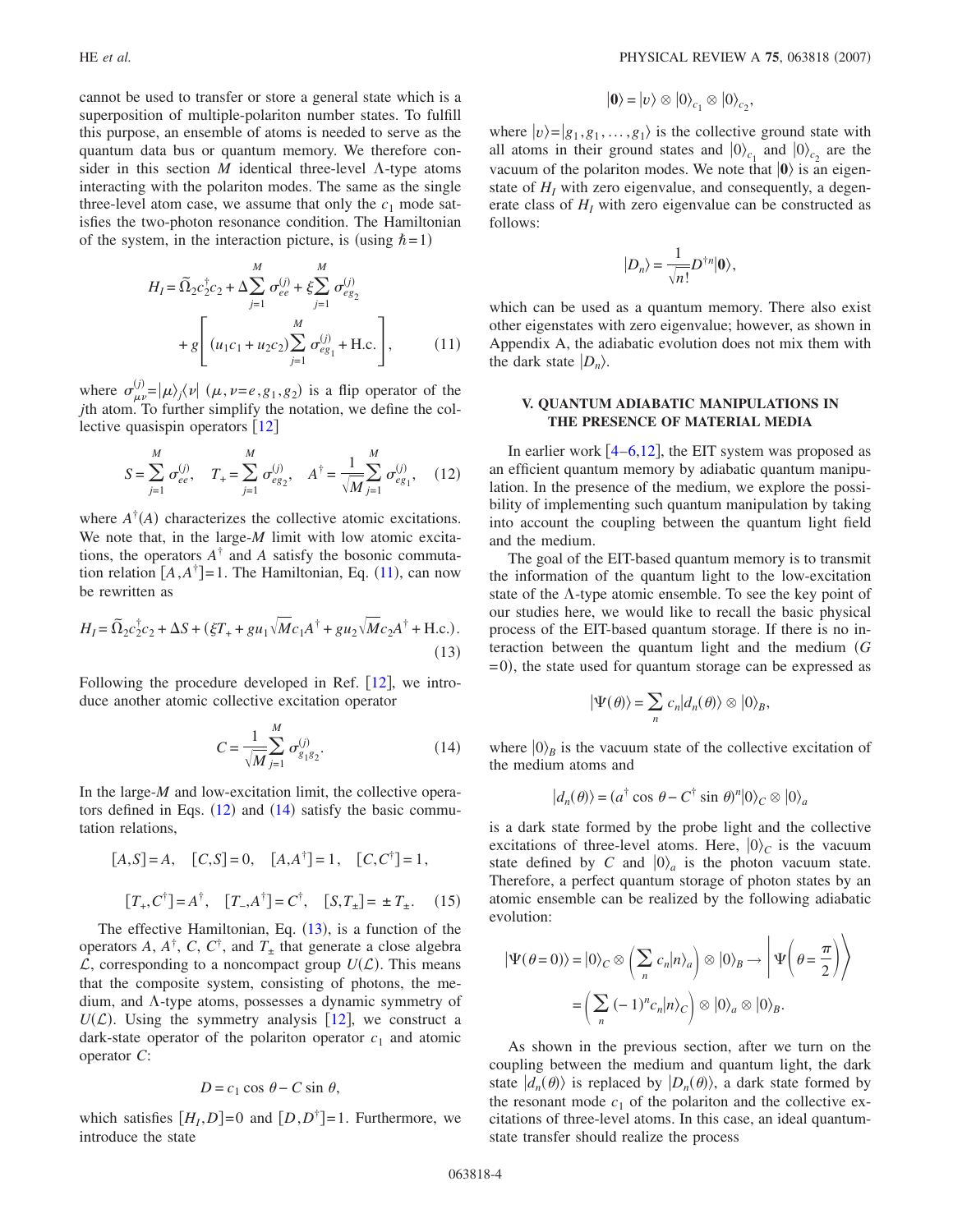cannot be used to transfer or store a general state which is a superposition of multiple-polariton number states. To fulfill this purpose, an ensemble of atoms is needed to serve as the quantum data bus or quantum memory. We therefore consider in this section $M$ identical three-level $\Lambda$-type atoms interacting with the polariton modes. The same as the single three-level atom case, we assume that only the $c_1$ mode satisfies the two-photon resonance condition. The Hamiltonian of the system, in the interaction picture, is (using $\hbar=1$)

$$H_I = \tilde{\Omega}_2 c_2^\dagger c_2 + \Delta \sum_{j=1}^{M} \sigma_{ee}^{(j)} + \xi \sum_{j=1}^{M} \sigma_{eg_2}^{(j)} + g\left[ (u_1 c_1 + u_2 c_2) \sum_{j=1}^{M} \sigma_{eg_1}^{(j)} + \text{H.c.} \right], \tag{11}$$

where $\sigma_{\mu\nu}^{(j)} = |\mu\rangle_j \langle \nu|$ $(\mu, \nu = e, g_1, g_2)$ is a flip operator of the $j$th atom. To further simplify the notation, we define the collective quasispin operators [12]

$$S = \sum_{j=1}^{M} \sigma_{ee}^{(j)}, \quad T_+ = \sum_{j=1}^{M} \sigma_{eg_2}^{(j)}, \quad A^\dagger = \frac{1}{\sqrt{M}} \sum_{j=1}^{M} \sigma_{eg_1}^{(j)}, \tag{12}$$

where $A^\dagger (A)$ characterizes the collective atomic excitations. We note that, in the large-$M$ limit with low atomic excitations, the operators $A^\dagger$ and $A$ satisfy the bosonic commutation relation $[A, A^\dagger]=1$. The Hamiltonian, Eq. (11), can now be rewritten as

$$H_I = \tilde{\Omega}_2 c_2^\dagger c_2 + \Delta S + (\xi T_+ + g u_1 \sqrt{M} c_1 A^\dagger + g u_2 \sqrt{M} c_2 A^\dagger + \text{H.c.}). \tag{13}$$

Following the procedure developed in Ref. [12], we introduce another atomic collective excitation operator

$$C = \frac{1}{\sqrt{M}} \sum_{j=1}^{M} \sigma_{g_1 g_2}^{(j)}. \tag{14}$$

In the large-$M$ and low-excitation limit, the collective operators defined in Eqs. (12) and (14) satisfy the basic commutation relations,

$$[A, S] = A, \quad [C, S] = 0, \quad [A, A^\dagger] = 1, \quad [C, C^\dagger] = 1,$$

$$[T_+, C^\dagger] = A^\dagger, \quad [T_-, A^\dagger] = C^\dagger, \quad [S, T_\pm] = \pm T_\pm. \tag{15}$$

The effective Hamiltonian, Eq. (13), is a function of the operators $A$, $A^\dagger$, $C$, $C^\dagger$, and $T_\pm$ that generate a close algebra $\mathcal{L}$, corresponding to a noncompact group $U(\mathcal{L})$. This means that the composite system, consisting of photons, the medium, and $\Lambda$-type atoms, possesses a dynamic symmetry of $U(\mathcal{L})$. Using the symmetry analysis [12], we construct a dark-state operator of the polariton operator $c_1$ and atomic operator $C$:

$$D = c_1 \cos\theta - C \sin\theta,$$

which satisfies $[H_I, D]=0$ and $[D, D^\dagger]=1$. Furthermore, we introduce the state

$$|\mathbf{0}\rangle = |v\rangle \otimes |0\rangle_{c_1} \otimes |0\rangle_{c_2},$$

where $|v\rangle = |g_1, g_1, \ldots, g_1\rangle$ is the collective ground state with all atoms in their ground states and $|0\rangle_{c_1}$ and $|0\rangle_{c_2}$ are the vacuum of the polariton modes. We note that $|\mathbf{0}\rangle$ is an eigenstate of $H_I$ with zero eigenvalue, and consequently, a degenerate class of $H_I$ with zero eigenvalue can be constructed as follows:

$$|D_n\rangle = \frac{1}{\sqrt{n!}} D^{\dagger n} |\mathbf{0}\rangle,$$

which can be used as a quantum memory. There also exist other eigenstates with zero eigenvalue; however, as shown in Appendix A, the adiabatic evolution does not mix them with the dark state $|D_n\rangle$.

## V. QUANTUM ADIABATIC MANIPULATIONS IN THE PRESENCE OF MATERIAL MEDIA

In earlier work [4–6,12], the EIT system was proposed as an efficient quantum memory by adiabatic quantum manipulation. In the presence of the medium, we explore the possibility of implementing such quantum manipulation by taking into account the coupling between the quantum light field and the medium.

The goal of the EIT-based quantum memory is to transmit the information of the quantum light to the low-excitation state of the $\Lambda$-type atomic ensemble. To see the key point of our studies here, we would like to recall the basic physical process of the EIT-based quantum storage. If there is no interaction between the quantum light and the medium ($G=0$), the state used for quantum storage can be expressed as

$$|\Psi(\theta)\rangle = \sum_n c_n |d_n(\theta)\rangle \otimes |0\rangle_B,$$

where $|0\rangle_B$ is the vacuum state of the collective excitation of the medium atoms and

$$|d_n(\theta)\rangle = (a^\dagger \cos\theta - C^\dagger \sin\theta)^n |0\rangle_C \otimes |0\rangle_a$$

is a dark state formed by the probe light and the collective excitations of three-level atoms. Here, $|0\rangle_C$ is the vacuum state defined by $C$ and $|0\rangle_a$ is the photon vacuum state. Therefore, a perfect quantum storage of photon states by an atomic ensemble can be realized by the following adiabatic evolution:

$$|\Psi(\theta=0)\rangle = |0\rangle_C \otimes \left( \sum_n c_n |n\rangle_a \right) \otimes |0\rangle_B \rightarrow \left| \Psi\left(\theta = \frac{\pi}{2}\right) \right\rangle = \left( \sum_n (-1)^n c_n |n\rangle_C \right) \otimes |0\rangle_a \otimes |0\rangle_B.$$

As shown in the previous section, after we turn on the coupling between the medium and quantum light, the dark state $|d_n(\theta)\rangle$ is replaced by $|D_n(\theta)\rangle$, a dark state formed by the resonant mode $c_1$ of the polariton and the collective excitations of three-level atoms. In this case, an ideal quantum-state transfer should realize the process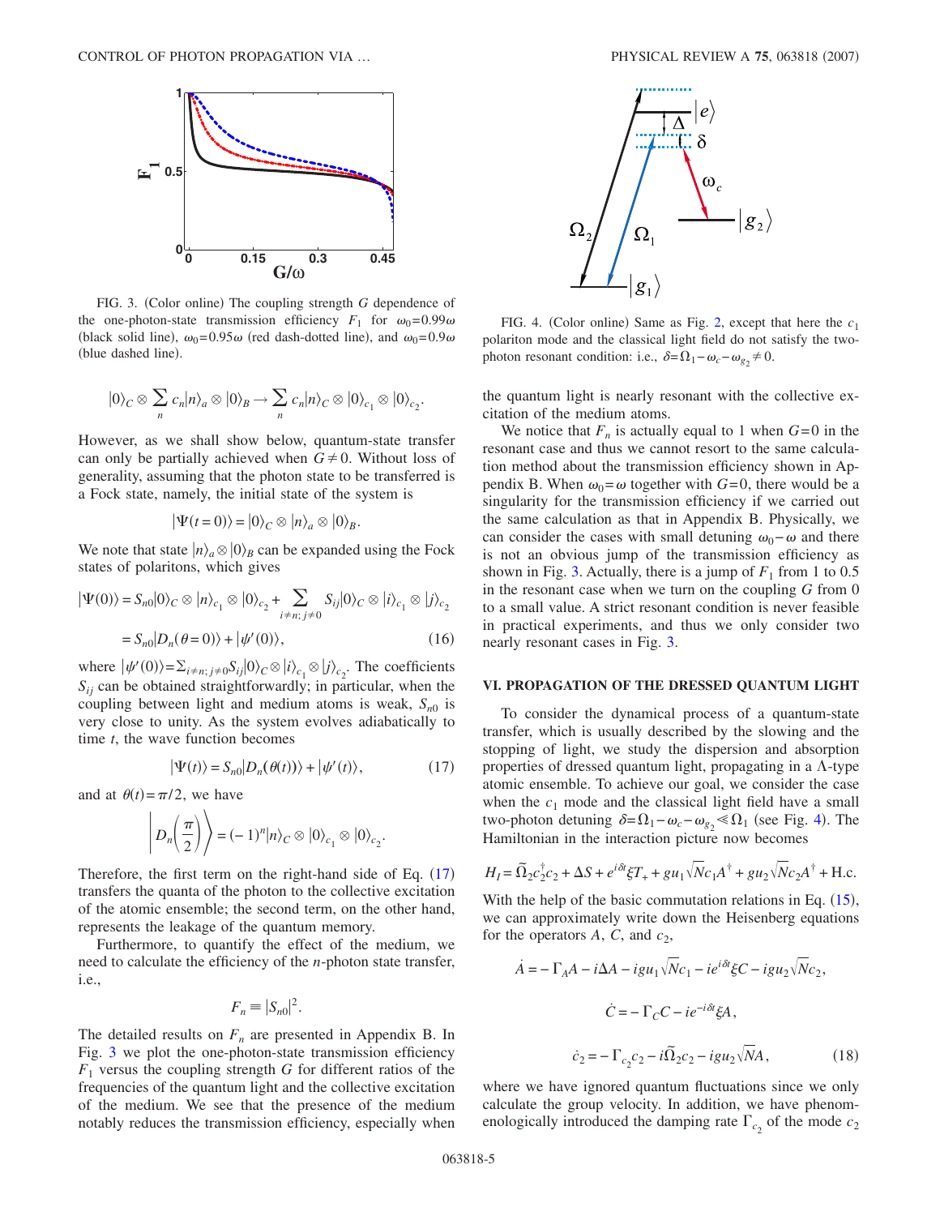FIG. 3. (Color online) The coupling strength $G$ dependence of the one-photon-state transmission efficiency $F_1$ for $\omega_0=0.99\omega$ (black solid line), $\omega_0=0.95\omega$ (red dash-dotted line), and $\omega_0=0.9\omega$ (blue dashed line).

$$|0\rangle_C \otimes \sum_n c_n|n\rangle_a \otimes |0\rangle_B \to \sum_n c_n|n\rangle_C \otimes |0\rangle_{c_1} \otimes |0\rangle_{c_2}.$$

However, as we shall show below, quantum-state transfer can only be partially achieved when $G \neq 0$. Without loss of generality, assuming that the photon state to be transferred is a Fock state, namely, the initial state of the system is

$$|\Psi(t=0)\rangle = |0\rangle_C \otimes |n\rangle_a \otimes |0\rangle_B.$$

We note that state $|n\rangle_a \otimes |0\rangle_B$ can be expanded using the Fock states of polaritons, which gives

$$\begin{aligned}|\Psi(0)\rangle &= S_{n0}|0\rangle_C \otimes |n\rangle_{c_1} \otimes |0\rangle_{c_2} + \sum_{i\neq n;\, j\neq 0} S_{ij}|0\rangle_C \otimes |i\rangle_{c_1} \otimes |j\rangle_{c_2} \\ &= S_{n0}|D_n(\theta=0)\rangle + |\psi'(0)\rangle,\end{aligned} \tag{16}$$

where $|\psi'(0)\rangle = \sum_{i\neq n;\, j\neq 0} S_{ij}|0\rangle_C \otimes |i\rangle_{c_1} \otimes |j\rangle_{c_2}$. The coefficients $S_{ij}$ can be obtained straightforwardly; in particular, when the coupling between light and medium atoms is weak, $S_{n0}$ is very close to unity. As the system evolves adiabatically to time $t$, the wave function becomes

$$|\Psi(t)\rangle = S_{n0}|D_n(\theta(t))\rangle + |\psi'(t)\rangle, \tag{17}$$

and at $\theta(t)=\pi/2$, we have

$$\left|D_n\left(\frac{\pi}{2}\right)\right\rangle = (-1)^n|n\rangle_C \otimes |0\rangle_{c_1} \otimes |0\rangle_{c_2}.$$

Therefore, the first term on the right-hand side of Eq. (17) transfers the quanta of the photon to the collective excitation of the atomic ensemble; the second term, on the other hand, represents the leakage of the quantum memory.

Furthermore, to quantify the effect of the medium, we need to calculate the efficiency of the $n$-photon state transfer, i.e.,

$$F_n \equiv |S_{n0}|^2.$$

The detailed results on $F_n$ are presented in Appendix B. In Fig. 3 we plot the one-photon-state transmission efficiency $F_1$ versus the coupling strength $G$ for different ratios of the frequencies of the quantum light and the collective excitation of the medium. We see that the presence of the medium notably reduces the transmission efficiency, especially when the quantum light is nearly resonant with the collective excitation of the medium atoms.

We notice that $F_n$ is actually equal to 1 when $G=0$ in the resonant case and thus we cannot resort to the same calculation method about the transmission efficiency shown in Appendix B. When $\omega_0=\omega$ together with $G=0$, there would be a singularity for the transmission efficiency if we carried out the same calculation as that in Appendix B. Physically, we can consider the cases with small detuning $\omega_0-\omega$ and there is not an obvious jump of the transmission efficiency as shown in Fig. 3. Actually, there is a jump of $F_1$ from 1 to 0.5 in the resonant case when we turn on the coupling $G$ from 0 to a small value. A strict resonant condition is never feasible in practical experiments, and thus we only consider two nearly resonant cases in Fig. 3.

FIG. 4. (Color online) Same as Fig. 2, except that here the $c_1$ polariton mode and the classical light field do not satisfy the two-photon resonant condition: i.e., $\delta=\Omega_1-\omega_c-\omega_{g_2}\neq 0$.

## VI. PROPAGATION OF THE DRESSED QUANTUM LIGHT

To consider the dynamical process of a quantum-state transfer, which is usually described by the slowing and the stopping of light, we study the dispersion and absorption properties of dressed quantum light, propagating in a Λ-type atomic ensemble. To achieve our goal, we consider the case when the $c_1$ mode and the classical light field have a small two-photon detuning $\delta=\Omega_1-\omega_c-\omega_{g_2}\ll\Omega_1$ (see Fig. 4). The Hamiltonian in the interaction picture now becomes

$$H_I = \tilde{\Omega}_2 c_2^\dagger c_2 + \Delta S + e^{i\delta t}\xi T_+ + g u_1\sqrt{N}c_1 A^\dagger + g u_2\sqrt{N}c_2 A^\dagger + \text{H.c.}$$

With the help of the basic commutation relations in Eq. (15), we can approximately write down the Heisenberg equations for the operators $A$, $C$, and $c_2$,

$$\begin{aligned}\dot{A} &= -\Gamma_A A - i\Delta A - i g u_1\sqrt{N}c_1 - i e^{i\delta t}\xi C - i g u_2\sqrt{N}c_2, \\ \dot{C} &= -\Gamma_C C - i e^{-i\delta t}\xi A, \\ \dot{c}_2 &= -\Gamma_{c_2}c_2 - i\tilde{\Omega}_2 c_2 - i g u_2\sqrt{N}A,\end{aligned} \tag{18}$$

where we have ignored quantum fluctuations since we only calculate the group velocity. In addition, we have phenomenologically introduced the damping rate $\Gamma_{c_2}$ of the mode $c_2$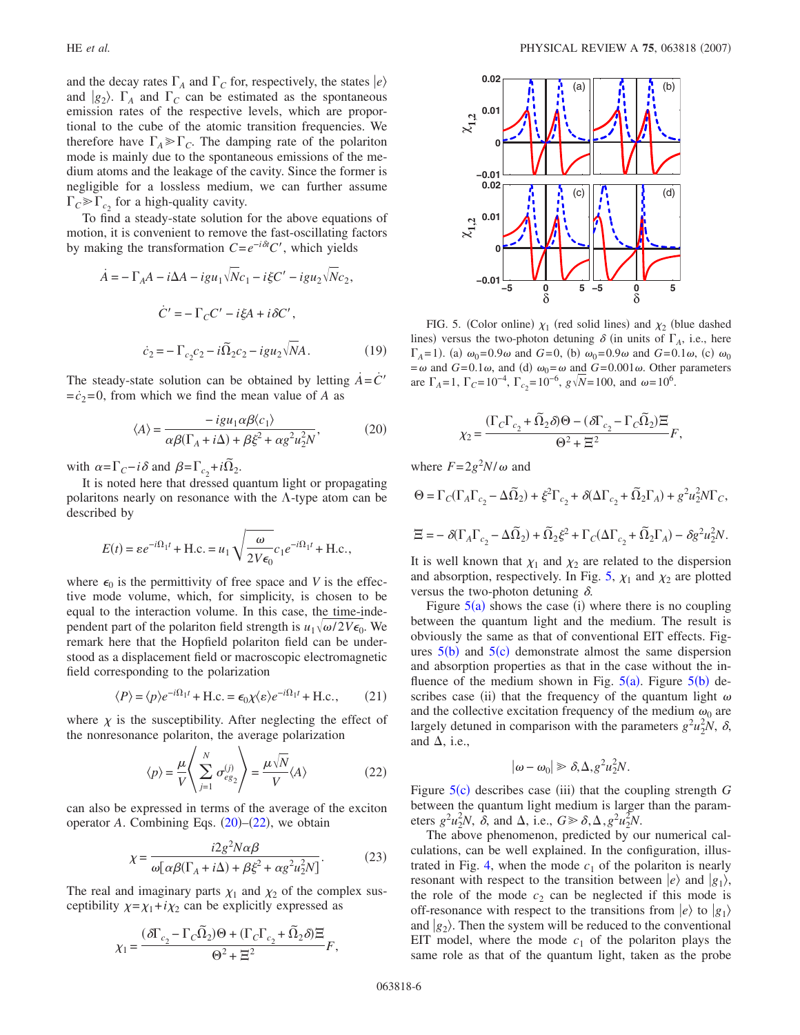and the decay rates $\Gamma_A$ and $\Gamma_C$ for, respectively, the states $|e\rangle$ and $|g_2\rangle$. $\Gamma_A$ and $\Gamma_C$ can be estimated as the spontaneous emission rates of the respective levels, which are proportional to the cube of the atomic transition frequencies. We therefore have $\Gamma_A \gg \Gamma_C$. The damping rate of the polariton mode is mainly due to the spontaneous emissions of the medium atoms and the leakage of the cavity. Since the former is negligible for a lossless medium, we can further assume $\Gamma_C \gg \Gamma_{c_2}$ for a high-quality cavity.

To find a steady-state solution for the above equations of motion, it is convenient to remove the fast-oscillating factors by making the transformation $C = e^{-i\delta t}C'$, which yields

$$\dot{A} = -\Gamma_A A - i\Delta A - igu_1\sqrt{N}c_1 - i\xi C' - igu_2\sqrt{N}c_2,$$

$$\dot{C}' = -\Gamma_C C' - i\xi A + i\delta C',$$

$$\dot{c}_2 = -\Gamma_{c_2}c_2 - i\tilde{\Omega}_2 c_2 - igu_2\sqrt{N}A. \tag{19}$$

The steady-state solution can be obtained by letting $\dot{A} = \dot{C}' = \dot{c}_2 = 0$, from which we find the mean value of $A$ as

$$\langle A\rangle = \frac{-igu_1\alpha\beta\langle c_1\rangle}{\alpha\beta(\Gamma_A + i\Delta) + \beta\xi^2 + \alpha g^2u_2^2N}, \tag{20}$$

with $\alpha = \Gamma_C - i\delta$ and $\beta = \Gamma_{c_2} + i\tilde{\Omega}_2$.

It is noted here that dressed quantum light or propagating polaritons nearly on resonance with the $\Lambda$-type atom can be described by

$$E(t) = \varepsilon e^{-i\Omega_1 t} + \text{H.c.} = u_1\sqrt{\frac{\omega}{2V\epsilon_0}}c_1 e^{-i\Omega_1 t} + \text{H.c.},$$

where $\epsilon_0$ is the permittivity of free space and $V$ is the effective mode volume, which, for simplicity, is chosen to be equal to the interaction volume. In this case, the time-independent part of the polariton field strength is $u_1\sqrt{\omega/2V\epsilon_0}$. We remark here that the Hopfield polariton field can be understood as a displacement field or macroscopic electromagnetic field corresponding to the polarization

$$\langle P\rangle = \langle p\rangle e^{-i\Omega_1 t} + \text{H.c.} = \epsilon_0\chi\langle\varepsilon\rangle e^{-i\Omega_1 t} + \text{H.c.}, \tag{21}$$

where $\chi$ is the susceptibility. After neglecting the effect of the nonresonance polariton, the average polarization

$$\langle p\rangle = \frac{\mu}{V}\left\langle \sum_{j=1}^{N}\sigma_{eg_2}^{(j)}\right\rangle = \frac{\mu\sqrt{N}}{V}\langle A\rangle \tag{22}$$

can also be expressed in terms of the average of the exciton operator $A$. Combining Eqs. (20)–(22), we obtain

$$\chi = \frac{i2g^2N\alpha\beta}{\omega[\alpha\beta(\Gamma_A + i\Delta) + \beta\xi^2 + \alpha g^2u_2^2N]}. \tag{23}$$

The real and imaginary parts $\chi_1$ and $\chi_2$ of the complex susceptibility $\chi = \chi_1 + i\chi_2$ can be explicitly expressed as

$$\chi_1 = \frac{(\delta\Gamma_{c_2} - \Gamma_C\tilde{\Omega}_2)\Theta + (\Gamma_C\Gamma_{c_2} + \tilde{\Omega}_2\delta)\Xi}{\Theta^2 + \Xi^2}F,$$

FIG. 5. (Color online) $\chi_1$ (red solid lines) and $\chi_2$ (blue dashed lines) versus the two-photon detuning $\delta$ (in units of $\Gamma_A$, i.e., here $\Gamma_A = 1$). (a) $\omega_0 = 0.9\omega$ and $G = 0$, (b) $\omega_0 = 0.9\omega$ and $G = 0.1\omega$, (c) $\omega_0 = \omega$ and $G = 0.1\omega$, and (d) $\omega_0 = \omega$ and $G = 0.001\omega$. Other parameters are $\Gamma_A = 1$, $\Gamma_C = 10^{-4}$, $\Gamma_{c_2} = 10^{-6}$, $g\sqrt{N} = 100$, and $\omega = 10^6$.

$$\chi_2 = \frac{(\Gamma_C\Gamma_{c_2} + \tilde{\Omega}_2\delta)\Theta - (\delta\Gamma_{c_2} - \Gamma_C\tilde{\Omega}_2)\Xi}{\Theta^2 + \Xi^2}F,$$

where $F = 2g^2N/\omega$ and

$$\Theta = \Gamma_C(\Gamma_A\Gamma_{c_2} - \Delta\tilde{\Omega}_2) + \xi^2\Gamma_{c_2} + \delta(\Delta\Gamma_{c_2} + \tilde{\Omega}_2\Gamma_A) + g^2u_2^2N\Gamma_C,$$

$$\Xi = -\delta(\Gamma_A\Gamma_{c_2} - \Delta\tilde{\Omega}_2) + \tilde{\Omega}_2\xi^2 + \Gamma_C(\Delta\Gamma_{c_2} + \tilde{\Omega}_2\Gamma_A) - \delta g^2u_2^2N.$$

It is well known that $\chi_1$ and $\chi_2$ are related to the dispersion and absorption, respectively. In Fig. 5, $\chi_1$ and $\chi_2$ are plotted versus the two-photon detuning $\delta$.

Figure 5(a) shows the case (i) where there is no coupling between the quantum light and the medium. The result is obviously the same as that of conventional EIT effects. Figures 5(b) and 5(c) demonstrate almost the same dispersion and absorption properties as that in the case without the influence of the medium shown in Fig. 5(a). Figure 5(b) describes case (ii) that the frequency of the quantum light $\omega$ and the collective excitation frequency of the medium $\omega_0$ are largely detuned in comparison with the parameters $g^2u_2^2N$, $\delta$, and $\Delta$, i.e.,

$$|\omega - \omega_0| \gg \delta, \Delta, g^2u_2^2N.$$

Figure 5(c) describes case (iii) that the coupling strength $G$ between the quantum light medium is larger than the parameters $g^2u_2^2N$, $\delta$, and $\Delta$, i.e., $G \gg \delta, \Delta, g^2u_2^2N$.

The above phenomenon, predicted by our numerical calculations, can be well explained. In the configuration, illustrated in Fig. 4, when the mode $c_1$ of the polariton is nearly resonant with respect to the transition between $|e\rangle$ and $|g_1\rangle$, the role of the mode $c_2$ can be neglected if this mode is off-resonance with respect to the transitions from $|e\rangle$ to $|g_1\rangle$ and $|g_2\rangle$. Then the system will be reduced to the conventional EIT model, where the mode $c_1$ of the polariton plays the same role as that of the quantum light, taken as the probe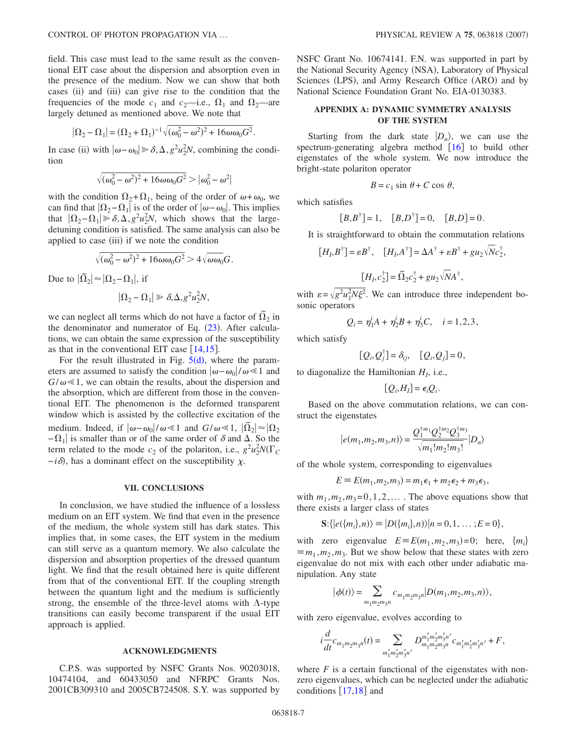field. This case must lead to the same result as the conventional EIT case about the dispersion and absorption even in the presence of the medium. Now we can show that both cases (ii) and (iii) can give rise to the condition that the frequencies of the mode $c_1$ and $c_2$—i.e., $\Omega_1$ and $\Omega_2$—are largely detuned as mentioned above. We note that

$$|\Omega_2 - \Omega_1| = (\Omega_2 + \Omega_1)^{-1}\sqrt{(\omega_0^2 - \omega^2)^2 + 16\omega\omega_0 G^2}.$$

In case (ii) with $|\omega - \omega_0| \gg \delta, \Delta, g^2 u_2^2 N$, combining the condition

$$\sqrt{(\omega_0^2 - \omega^2)^2 + 16\omega\omega_0 G^2} > |\omega_0^2 - \omega^2|$$

with the condition $\Omega_2 + \Omega_1$, being of the order of $\omega + \omega_0$, we can find that $|\Omega_2 - \Omega_1|$ is of the order of $|\omega - \omega_0|$. This implies that $|\Omega_2 - \Omega_1| \gg \delta, \Delta, g^2 u_2^2 N$, which shows that the large-detuning condition is satisfied. The same analysis can also be applied to case (iii) if we note the condition

$$\sqrt{(\omega_0^2 - \omega^2)^2 + 16\omega\omega_0 G^2} > 4\sqrt{\omega\omega_0} G.$$

Due to $|\widetilde{\Omega}_2| \approx |\Omega_2 - \Omega_1|$, if

$$|\Omega_2 - \Omega_1| \gg \delta, \Delta, g^2 u_2^2 N,$$

we can neglect all terms which do not have a factor of $\widetilde{\Omega}_2$ in the denominator and numerator of Eq. (23). After calculations, we can obtain the same expression of the susceptibility as that in the conventional EIT case [14,15].

For the result illustrated in Fig. 5(d), where the parameters are assumed to satisfy the condition $|\omega - \omega_0|/\omega \ll 1$ and $G/\omega \ll 1$, we can obtain the results, about the dispersion and the absorption, which are different from those in the conventional EIT. The phenomenon is the deformed transparent window which is assisted by the collective excitation of the medium. Indeed, if $|\omega - \omega_0|/\omega \ll 1$ and $G/\omega \ll 1$, $|\widetilde{\Omega}_2| \approx |\Omega_2 - \Omega_1|$ is smaller than or of the same order of $\delta$ and $\Delta$. So the term related to the mode $c_2$ of the polariton, i.e., $g^2 u_2^2 N(\Gamma_C - i\delta)$, has a dominant effect on the susceptibility $\chi$.

## VII. CONCLUSIONS

In conclusion, we have studied the influence of a lossless medium on an EIT system. We find that even in the presence of the medium, the whole system still has dark states. This implies that, in some cases, the EIT system in the medium can still serve as a quantum memory. We also calculate the dispersion and absorption properties of the dressed quantum light. We find that the result obtained here is quite different from that of the conventional EIT. If the coupling strength between the quantum light and the medium is sufficiently strong, the ensemble of the three-level atoms with $\Lambda$-type transitions can easily become transparent if the usual EIT approach is applied.

## ACKNOWLEDGMENTS

C.P.S. was supported by NSFC Grants Nos. 90203018, 10474104, and 60433050 and NFRPC Grants Nos. 2001CB309310 and 2005CB724508. S.Y. was supported by NSFC Grant No. 10674141. F.N. was supported in part by the National Security Agency (NSA), Laboratory of Physical Sciences (LPS), and Army Research Office (ARO) and by National Science Foundation Grant No. EIA-0130383.

## APPENDIX A: DYNAMIC SYMMETRY ANALYSIS OF THE SYSTEM

Starting from the dark state $|D_n\rangle$, we can use the spectrum-generating algebra method [16] to build other eigenstates of the whole system. We now introduce the bright-state polariton operator

$$B = c_1 \sin\theta + C\cos\theta,$$

which satisfies

$$[B, B^\dagger] = 1, \quad [B, D^\dagger] = 0, \quad [B, D] = 0.$$

It is straightforward to obtain the commutation relations

$$[H_I, B^\dagger] = \varepsilon B^\dagger, \quad [H_I, A^\dagger] = \Delta A^\dagger + \varepsilon B^\dagger + g u_2 \sqrt{N} c_2^\dagger,$$

$$[H_I, c_2^\dagger] = \widetilde{\Omega}_2 c_2^\dagger + g u_2 \sqrt{N} A^\dagger,$$

with $\varepsilon = \sqrt{g^2 u_1^2 N \xi^2}$. We can introduce three independent bosonic operators

$$Q_i = \eta_1^i A + \eta_2^i B + \eta_3^i C, \quad i = 1,2,3,$$

which satisfy

$$[Q_i, Q_j^\dagger] = \delta_{ij}, \quad [Q_i, Q_j] = 0,$$

to diagonalize the Hamiltonian $H_I$, i.e.,

$$[Q_i, H_I] = \epsilon_i Q_i.$$

Based on the above commutation relations, we can construct the eigenstates

$$|e(m_1, m_2, m_3, n)\rangle = \frac{Q_1^{\dagger m_1} Q_2^{\dagger m_2} Q_3^{\dagger m_3}}{\sqrt{m_1! m_2! m_3!}} |D_n\rangle$$

of the whole system, corresponding to eigenvalues

$$E \equiv E(m_1, m_2, m_3) = m_1 \epsilon_1 + m_2 \epsilon_2 + m_3 \epsilon_3,$$

with $m_1, m_2, m_3 = 0, 1, 2, \ldots$. The above equations show that there exists a larger class of states

$$\mathbf{S}:\{|e(\{m_i\}, n)\rangle \equiv |D(\{m_i\}, n)\rangle | n = 0, 1, \ldots; E = 0\},$$

with zero eigenvalue $E \equiv E(m_1, m_2, m_3) = 0$; here, $\{m_i\} \equiv m_1, m_2, m_3$. But we show below that these states with zero eigenvalue do not mix with each other under adiabatic manipulation. Any state

$$|\phi(t)\rangle = \sum_{m_1 m_2 m_3 n} c_{m_1 m_2 m_3 n} |D(m_1, m_2, m_3, n)\rangle,$$

with zero eigenvalue, evolves according to

$$i\frac{d}{dt} c_{m_1 m_2 m_3 n}(t) = \sum_{m_1' m_2' m_3' n'} D_{m_1 m_2 m_3 n}^{m_1' m_2' m_3' n'} c_{m_1' m_2' m_3' n'} + F,$$

where $F$ is a certain functional of the eigenstates with nonzero eigenvalues, which can be neglected under the adiabatic conditions [17,18] and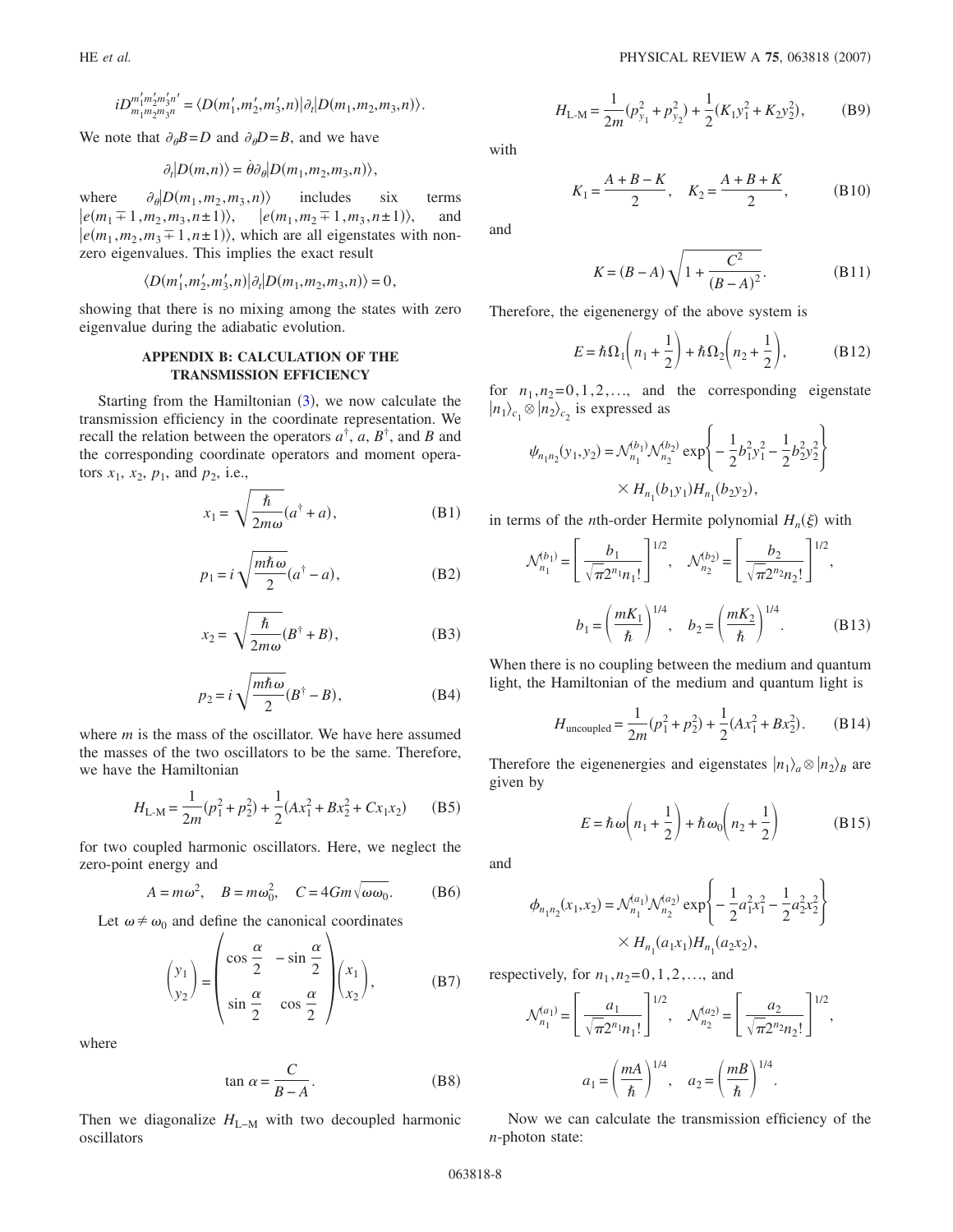$$iD_{m_1m_2m_3n}^{m_1'm_2'm_3'n'} = \langle D(m_1', m_2', m_3', n) | \partial_t | D(m_1, m_2, m_3, n) \rangle.$$

We note that $\partial_\theta B = D$ and $\partial_\theta D = B$, and we have

$$\partial_t | D(m,n) \rangle = \dot{\theta} \partial_\theta | D(m_1, m_2, m_3, n) \rangle,$$

where $\partial_\theta | D(m_1, m_2, m_3, n) \rangle$ includes six terms $|e(m_1 \mp 1, m_2, m_3, n \pm 1)\rangle$, $|e(m_1, m_2 \mp 1, m_3, n \pm 1)\rangle$, and $|e(m_1, m_2, m_3 \mp 1, n \pm 1)\rangle$, which are all eigenstates with nonzero eigenvalues. This implies the exact result

$$\langle D(m_1', m_2', m_3', n) | \partial_t | D(m_1, m_2, m_3, n) \rangle = 0,$$

showing that there is no mixing among the states with zero eigenvalue during the adiabatic evolution.

## APPENDIX B: CALCULATION OF THE TRANSMISSION EFFICIENCY

Starting from the Hamiltonian (3), we now calculate the transmission efficiency in the coordinate representation. We recall the relation between the operators $a^\dagger$, $a$, $B^\dagger$, and $B$ and the corresponding coordinate operators and moment operators $x_1$, $x_2$, $p_1$, and $p_2$, i.e.,

$$x_1 = \sqrt{\frac{\hbar}{2m\omega}}(a^\dagger + a), \tag{B1}$$

$$p_1 = i\sqrt{\frac{m\hbar\omega}{2}}(a^\dagger - a), \tag{B2}$$

$$x_2 = \sqrt{\frac{\hbar}{2m\omega}}(B^\dagger + B), \tag{B3}$$

$$p_2 = i\sqrt{\frac{m\hbar\omega}{2}}(B^\dagger - B), \tag{B4}$$

where $m$ is the mass of the oscillator. We have here assumed the masses of the two oscillators to be the same. Therefore, we have the Hamiltonian

$$H_{\text{L-M}} = \frac{1}{2m}(p_1^2 + p_2^2) + \frac{1}{2}(Ax_1^2 + Bx_2^2 + Cx_1x_2) \tag{B5}$$

for two coupled harmonic oscillators. Here, we neglect the zero-point energy and

$$A = m\omega^2, \quad B = m\omega_0^2, \quad C = 4Gm\sqrt{\omega\omega_0}. \tag{B6}$$

Let $\omega \neq \omega_0$ and define the canonical coordinates

$$\begin{pmatrix} y_1 \\ y_2 \end{pmatrix} = \begin{pmatrix} \cos\frac{\alpha}{2} & -\sin\frac{\alpha}{2} \\ \sin\frac{\alpha}{2} & \cos\frac{\alpha}{2} \end{pmatrix} \begin{pmatrix} x_1 \\ x_2 \end{pmatrix}, \tag{B7}$$

where

$$\tan\alpha = \frac{C}{B - A}. \tag{B8}$$

Then we diagonalize $H_{\text{L-M}}$ with two decoupled harmonic oscillators

$$H_{\text{L-M}} = \frac{1}{2m}(p_{y_1}^2 + p_{y_2}^2) + \frac{1}{2}(K_1y_1^2 + K_2y_2^2), \tag{B9}$$

with

$$K_1 = \frac{A + B - K}{2}, \quad K_2 = \frac{A + B + K}{2}, \tag{B10}$$

and

$$K = (B - A)\sqrt{1 + \frac{C^2}{(B - A)^2}}. \tag{B11}$$

Therefore, the eigenenergy of the above system is

$$E = \hbar\Omega_1\left(n_1 + \frac{1}{2}\right) + \hbar\Omega_2\left(n_2 + \frac{1}{2}\right), \tag{B12}$$

for $n_1, n_2 = 0, 1, 2, \ldots$, and the corresponding eigenstate $|n_1\rangle_{c_1} \otimes |n_2\rangle_{c_2}$ is expressed as

$$\psi_{n_1n_2}(y_1, y_2) = \mathcal{N}_{n_1}^{(b_1)}\mathcal{N}_{n_2}^{(b_2)} \exp\left\{-\frac{1}{2}b_1^2y_1^2 - \frac{1}{2}b_2^2y_2^2\right\} \times H_{n_1}(b_1y_1)H_{n_1}(b_2y_2),$$

in terms of the $n$th-order Hermite polynomial $H_n(\xi)$ with

$$\mathcal{N}_{n_1}^{(b_1)} = \left[\frac{b_1}{\sqrt{\pi}2^{n_1}n_1!}\right]^{1/2}, \quad \mathcal{N}_{n_2}^{(b_2)} = \left[\frac{b_2}{\sqrt{\pi}2^{n_2}n_2!}\right]^{1/2},$$

$$b_1 = \left(\frac{mK_1}{\hbar}\right)^{1/4}, \quad b_2 = \left(\frac{mK_2}{\hbar}\right)^{1/4}. \tag{B13}$$

When there is no coupling between the medium and quantum light, the Hamiltonian of the medium and quantum light is

$$H_{\text{uncoupled}} = \frac{1}{2m}(p_1^2 + p_2^2) + \frac{1}{2}(Ax_1^2 + Bx_2^2). \tag{B14}$$

Therefore the eigenenergies and eigenstates $|n_1\rangle_a \otimes |n_2\rangle_B$ are given by

$$E = \hbar\omega\left(n_1 + \frac{1}{2}\right) + \hbar\omega_0\left(n_2 + \frac{1}{2}\right) \tag{B15}$$

and

$$\phi_{n_1n_2}(x_1, x_2) = \mathcal{N}_{n_1}^{(a_1)}\mathcal{N}_{n_2}^{(a_2)} \exp\left\{-\frac{1}{2}a_1^2x_1^2 - \frac{1}{2}a_2^2x_2^2\right\} \times H_{n_1}(a_1x_1)H_{n_1}(a_2x_2),$$

respectively, for $n_1, n_2 = 0, 1, 2, \ldots$, and

$$\mathcal{N}_{n_1}^{(a_1)} = \left[\frac{a_1}{\sqrt{\pi}2^{n_1}n_1!}\right]^{1/2}, \quad \mathcal{N}_{n_2}^{(a_2)} = \left[\frac{a_2}{\sqrt{\pi}2^{n_2}n_2!}\right]^{1/2},$$

$$a_1 = \left(\frac{mA}{\hbar}\right)^{1/4}, \quad a_2 = \left(\frac{mB}{\hbar}\right)^{1/4}.$$

Now we can calculate the transmission efficiency of the $n$-photon state: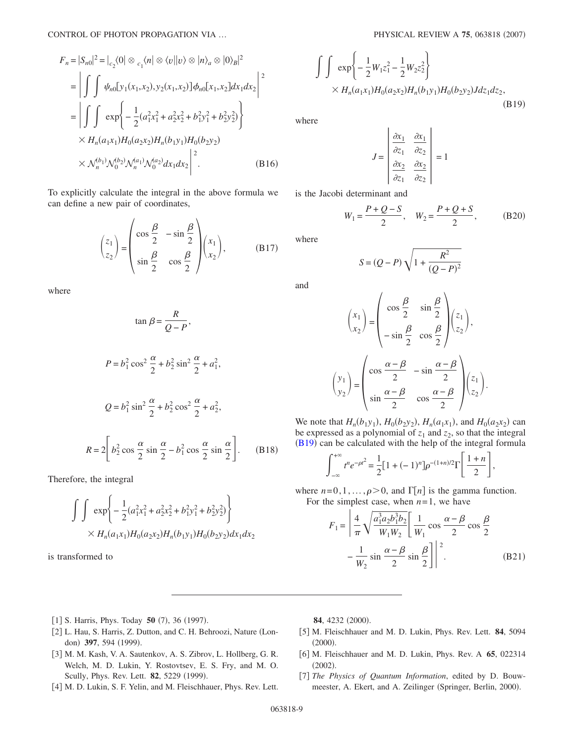$$F_n = |S_{n0}|^2 = |_{c_2}\langle 0| \otimes {}_{c_1}\langle n| \otimes \langle v||v\rangle \otimes |n\rangle_a \otimes |0\rangle_B|^2$$

$$= \left| \int\int \psi_{n0}[y_1(x_1,x_2), y_2(x_1,x_2)]\phi_{n0}[x_1,x_2]dx_1dx_2 \right|^2$$

$$= \left| \int\int \exp\left\{-\frac{1}{2}(a_1^2x_1^2 + a_2^2x_2^2 + b_1^2y_1^2 + b_2^2y_2^2)\right\} \times H_n(a_1x_1)H_0(a_2x_2)H_n(b_1y_1)H_0(b_2y_2) \times \mathcal{N}_n^{(b_1)}\mathcal{N}_0^{(b_2)}\mathcal{N}_n^{(a_1)}\mathcal{N}_0^{(a_2)}dx_1dx_2 \right|^2. \quad \text{(B16)}$$

To explicitly calculate the integral in the above formula we can define a new pair of coordinates,

$$\begin{pmatrix} z_1 \\ z_2 \end{pmatrix} = \begin{pmatrix} \cos\frac{\beta}{2} & -\sin\frac{\beta}{2} \\ \sin\frac{\beta}{2} & \cos\frac{\beta}{2} \end{pmatrix} \begin{pmatrix} x_1 \\ x_2 \end{pmatrix}, \quad \text{(B17)}$$

where

$$\tan\beta = \frac{R}{Q-P},$$

$$P = b_1^2\cos^2\frac{\alpha}{2} + b_2^2\sin^2\frac{\alpha}{2} + a_1^2,$$

$$Q = b_1^2\sin^2\frac{\alpha}{2} + b_2^2\cos^2\frac{\alpha}{2} + a_2^2,$$

$$R = 2\left[b_2^2\cos\frac{\alpha}{2}\sin\frac{\alpha}{2} - b_1^2\cos\frac{\alpha}{2}\sin\frac{\alpha}{2}\right]. \quad \text{(B18)}$$

Therefore, the integral

$$\int\int \exp\left\{-\frac{1}{2}(a_1^2x_1^2 + a_2^2x_2^2 + b_1^2y_1^2 + b_2^2y_2^2)\right\} \times H_n(a_1x_1)H_0(a_2x_2)H_n(b_1y_1)H_0(b_2y_2)dx_1dx_2$$

is transformed to

$$\int\int \exp\left\{-\frac{1}{2}W_1z_1^2 - \frac{1}{2}W_2z_2^2\right\} \times H_n(a_1x_1)H_0(a_2x_2)H_n(b_1y_1)H_0(b_2y_2)Jdz_1dz_2, \quad \text{(B19)}$$

where

$$J = \begin{vmatrix} \frac{\partial x_1}{\partial z_1} & \frac{\partial x_1}{\partial z_2} \\ \frac{\partial x_2}{\partial z_1} & \frac{\partial x_2}{\partial z_2} \end{vmatrix} = 1$$

is the Jacobi determinant and

$$W_1 = \frac{P+Q-S}{2}, \quad W_2 = \frac{P+Q+S}{2}, \quad \text{(B20)}$$

where

$$S = (Q-P)\sqrt{1 + \frac{R^2}{(Q-P)^2}}$$

and

$$\begin{pmatrix} x_1 \\ x_2 \end{pmatrix} = \begin{pmatrix} \cos\frac{\beta}{2} & \sin\frac{\beta}{2} \\ -\sin\frac{\beta}{2} & \cos\frac{\beta}{2} \end{pmatrix} \begin{pmatrix} z_1 \\ z_2 \end{pmatrix},$$

$$\begin{pmatrix} y_1 \\ y_2 \end{pmatrix} = \begin{pmatrix} \cos\frac{\alpha-\beta}{2} & -\sin\frac{\alpha-\beta}{2} \\ \sin\frac{\alpha-\beta}{2} & \cos\frac{\alpha-\beta}{2} \end{pmatrix} \begin{pmatrix} z_1 \\ z_2 \end{pmatrix}.$$

We note that $H_n(b_1y_1)$, $H_0(b_2y_2)$, $H_n(a_1x_1)$, and $H_0(a_2x_2)$ can be expressed as a polynomial of $z_1$ and $z_2$, so that the integral (B19) can be calculated with the help of the integral formula

$$\int_{-\infty}^{+\infty} t^n e^{-\rho t^2} = \frac{1}{2}[1 + (-1)^n]\rho^{-(1+n)/2}\Gamma\left[\frac{1+n}{2}\right],$$

where $n=0,1,\ldots,\rho>0$, and $\Gamma[n]$ is the gamma function.

For the simplest case, when $n=1$, we have

$$F_1 = \left| \frac{4}{\pi}\sqrt{\frac{a_1^3a_2b_1^3b_2}{W_1W_2}}\left[\frac{1}{W_1}\cos\frac{\alpha-\beta}{2}\cos\frac{\beta}{2} - \frac{1}{W_2}\sin\frac{\alpha-\beta}{2}\sin\frac{\beta}{2}\right] \right|^2. \quad \text{(B21)}$$

---

[1] S. Harris, Phys. Today **50** (7), 36 (1997).

[2] L. Hau, S. Harris, Z. Dutton, and C. H. Behroozi, Nature (London) **397**, 594 (1999).

[3] M. M. Kash, V. A. Sautenkov, A. S. Zibrov, L. Hollberg, G. R. Welch, M. D. Lukin, Y. Rostovtsev, E. S. Fry, and M. O. Scully, Phys. Rev. Lett. **82**, 5229 (1999).

[4] M. D. Lukin, S. F. Yelin, and M. Fleischhauer, Phys. Rev. Lett. **84**, 4232 (2000).

[5] M. Fleischhauer and M. D. Lukin, Phys. Rev. Lett. **84**, 5094 (2000).

[6] M. Fleischhauer and M. D. Lukin, Phys. Rev. A **65**, 022314 (2002).

[7] *The Physics of Quantum Information*, edited by D. Bouwmeester, A. Ekert, and A. Zeilinger (Springer, Berlin, 2000).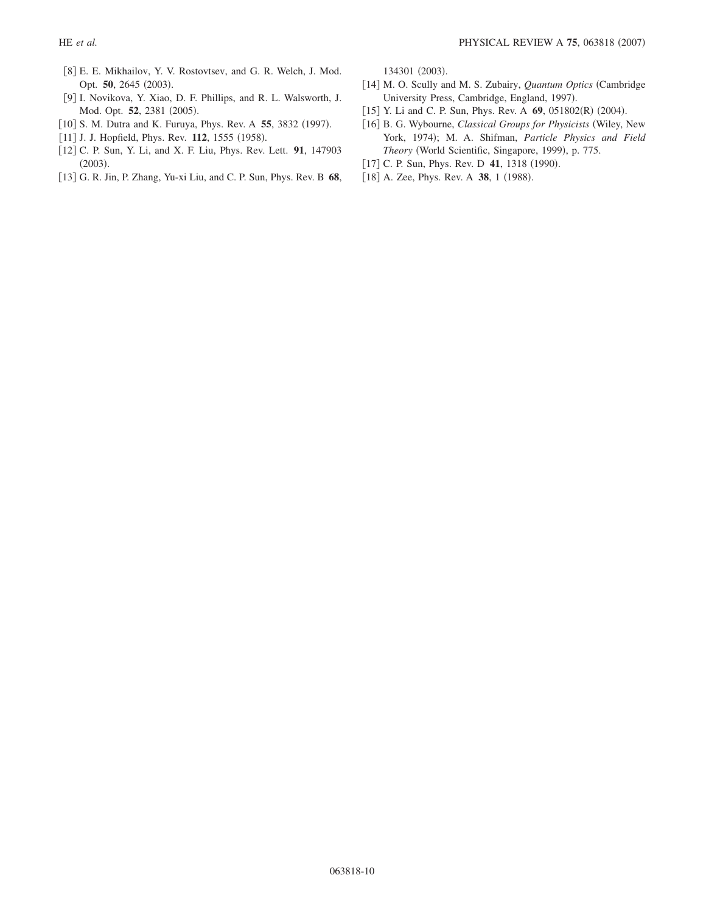[8] E. E. Mikhailov, Y. V. Rostovtsev, and G. R. Welch, J. Mod. Opt. **50**, 2645 (2003).

[9] I. Novikova, Y. Xiao, D. F. Phillips, and R. L. Walsworth, J. Mod. Opt. **52**, 2381 (2005).

[10] S. M. Dutra and K. Furuya, Phys. Rev. A **55**, 3832 (1997).

[11] J. J. Hopfield, Phys. Rev. **112**, 1555 (1958).

[12] C. P. Sun, Y. Li, and X. F. Liu, Phys. Rev. Lett. **91**, 147903 (2003).

[13] G. R. Jin, P. Zhang, Yu-xi Liu, and C. P. Sun, Phys. Rev. B **68**, 134301 (2003).

[14] M. O. Scully and M. S. Zubairy, *Quantum Optics* (Cambridge University Press, Cambridge, England, 1997).

[15] Y. Li and C. P. Sun, Phys. Rev. A **69**, 051802(R) (2004).

[16] B. G. Wybourne, *Classical Groups for Physicists* (Wiley, New York, 1974); M. A. Shifman, *Particle Physics and Field Theory* (World Scientific, Singapore, 1999), p. 775.

[17] C. P. Sun, Phys. Rev. D **41**, 1318 (1990).

[18] A. Zee, Phys. Rev. A **38**, 1 (1988).